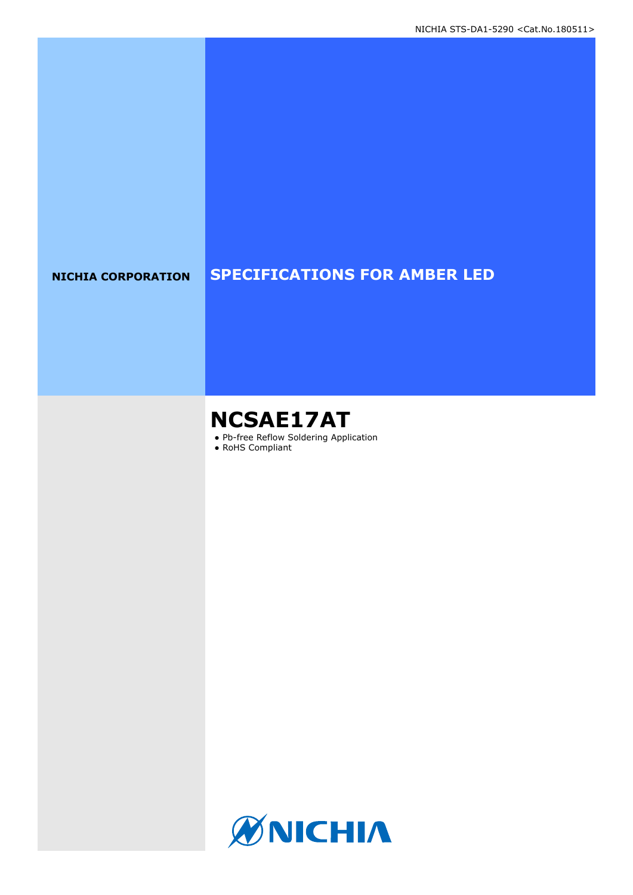NICHIA STS-DA1-5290 <Cat.No.180511>

**NICHIA CORPORATION**

# SPECIFICATIONS FOR AMBER LED

# NCSAE17AT

- Pb-free Reflow Soldering Application
- RoHS Compliant

NICHIA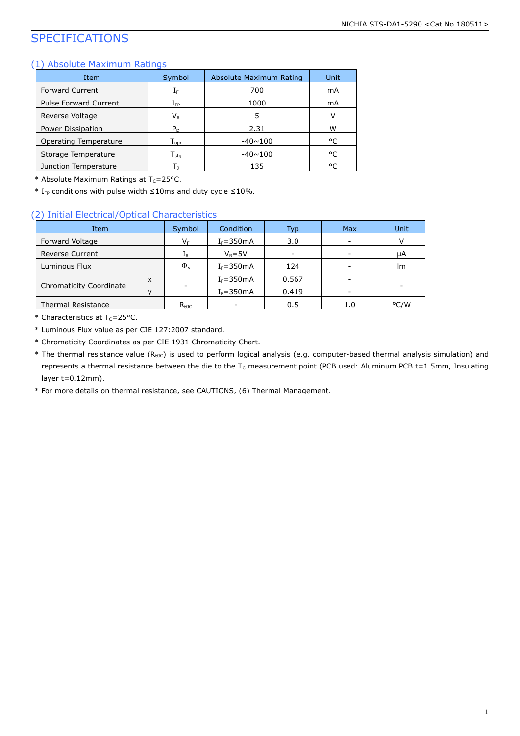# SPECIFICATIONS

## (1) Absolute Maximum Ratings

| Item | Symbol | Absolute Maximum Rating | Unit |
|---|---|---|---|
| Forward Current | $I_F$ | 700 | mA |
| Pulse Forward Current | $I_{FP}$ | 1000 | mA |
| Reverse Voltage | $V_R$ | 5 | V |
| Power Dissipation | $P_D$ | 2.31 | W |
| Operating Temperature | $T_{opr}$ | -40~100 | °C |
| Storage Temperature | $T_{stg}$ | -40~100 | °C |
| Junction Temperature | $T_J$ | 135 | °C |

* Absolute Maximum Ratings at $T_C$=25°C.
* $I_{FP}$ conditions with pulse width ≤10ms and duty cycle ≤10%.

## (2) Initial Electrical/Optical Characteristics

| Item | | Symbol | Condition | Typ | Max | Unit |
|---|---|---|---|---|---|---|
| Forward Voltage | | $V_F$ | $I_F$=350mA | 3.0 | - | V |
| Reverse Current | | $I_R$ | $V_R$=5V | - | - | μA |
| Luminous Flux | | $\Phi_v$ | $I_F$=350mA | 124 | - | lm |
| Chromaticity Coordinate | x | - | $I_F$=350mA | 0.567 | - | - |
| | y | | $I_F$=350mA | 0.419 | - | |
| Thermal Resistance | | $R_{\theta JC}$ | - | 0.5 | 1.0 | °C/W |

* Characteristics at $T_C$=25°C.
* Luminous Flux value as per CIE 127:2007 standard.
* Chromaticity Coordinates as per CIE 1931 Chromaticity Chart.
* The thermal resistance value ($R_{\theta JC}$) is used to perform logical analysis (e.g. computer-based thermal analysis simulation) and represents a thermal resistance between the die to the $T_C$ measurement point (PCB used: Aluminum PCB t=1.5mm, Insulating layer t=0.12mm).
* For more details on thermal resistance, see CAUTIONS, (6) Thermal Management.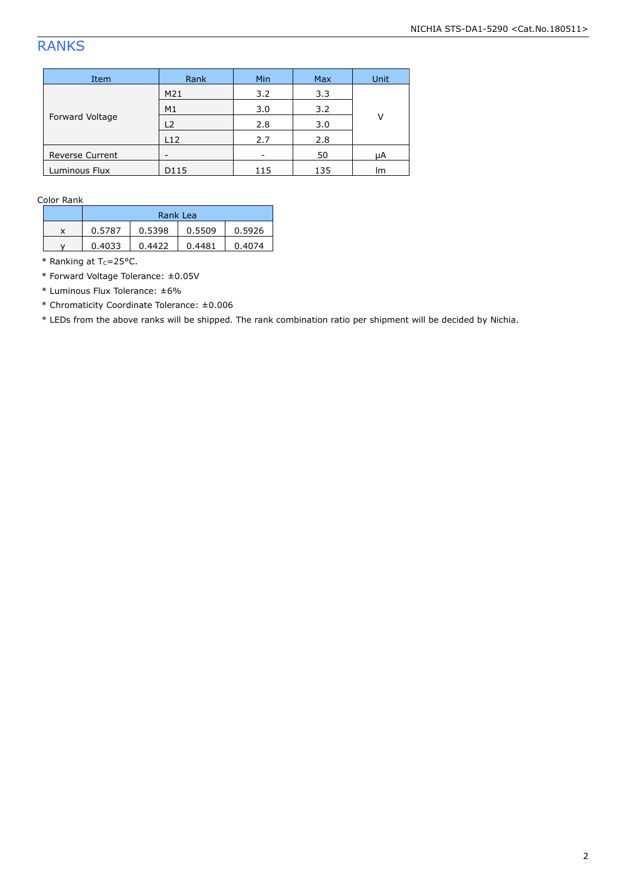# RANKS

| Item | Rank | Min | Max | Unit |
|---|---|---|---|---|
| Forward Voltage | M21 | 3.2 | 3.3 | V |
| | M1 | 3.0 | 3.2 | |
| | L2 | 2.8 | 3.0 | |
| | L12 | 2.7 | 2.8 | |
| Reverse Current | - | - | 50 | μA |
| Luminous Flux | D115 | 115 | 135 | lm |

Color Rank

| | Rank Lea | | | |
|---|---|---|---|---|
| x | 0.5787 | 0.5398 | 0.5509 | 0.5926 |
| y | 0.4033 | 0.4422 | 0.4481 | 0.4074 |

* Ranking at $T_C$=25°C.
* Forward Voltage Tolerance: ±0.05V
* Luminous Flux Tolerance: ±6%
* Chromaticity Coordinate Tolerance: ±0.006
* LEDs from the above ranks will be shipped. The rank combination ratio per shipment will be decided by Nichia.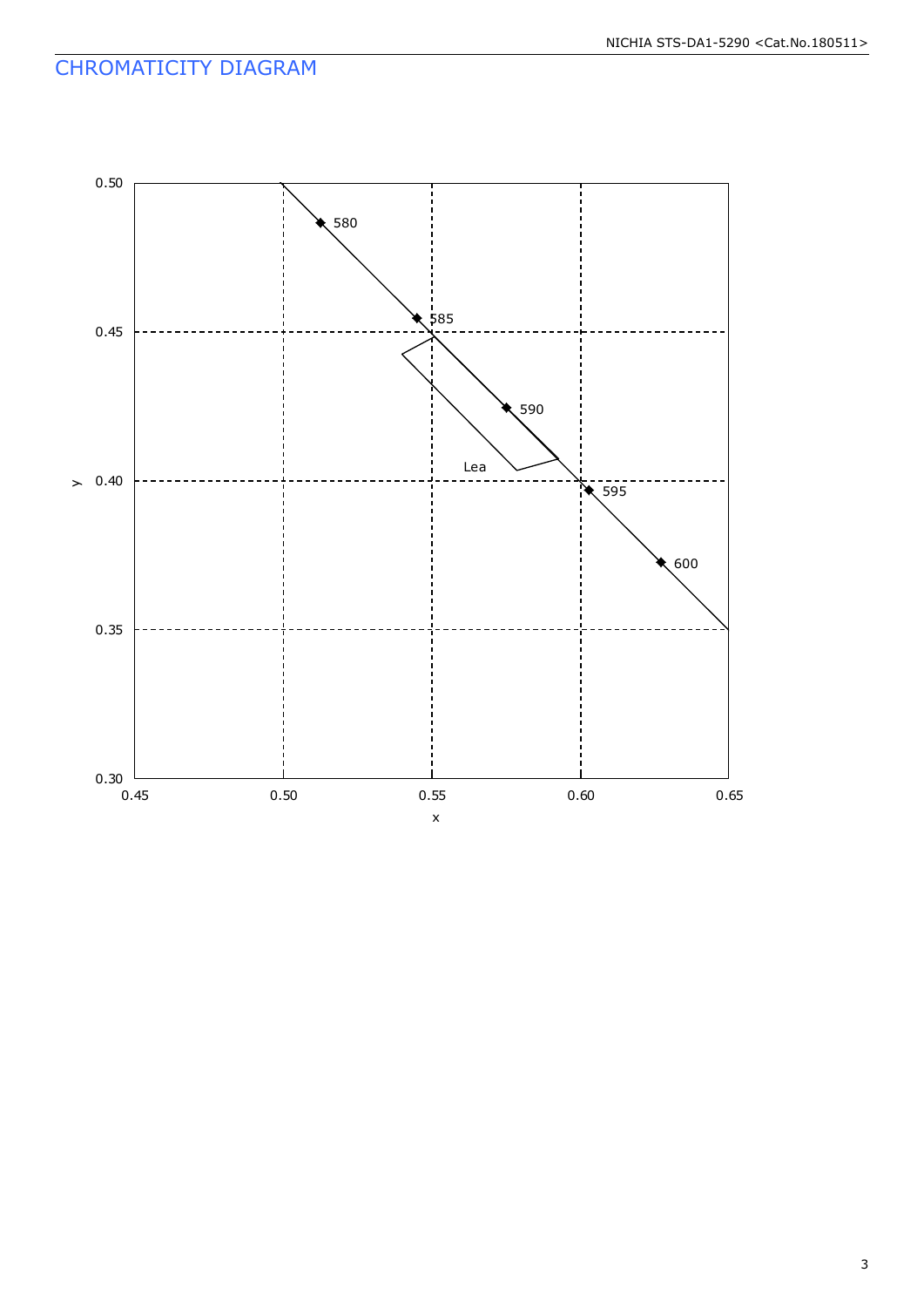## CHROMATICITY DIAGRAM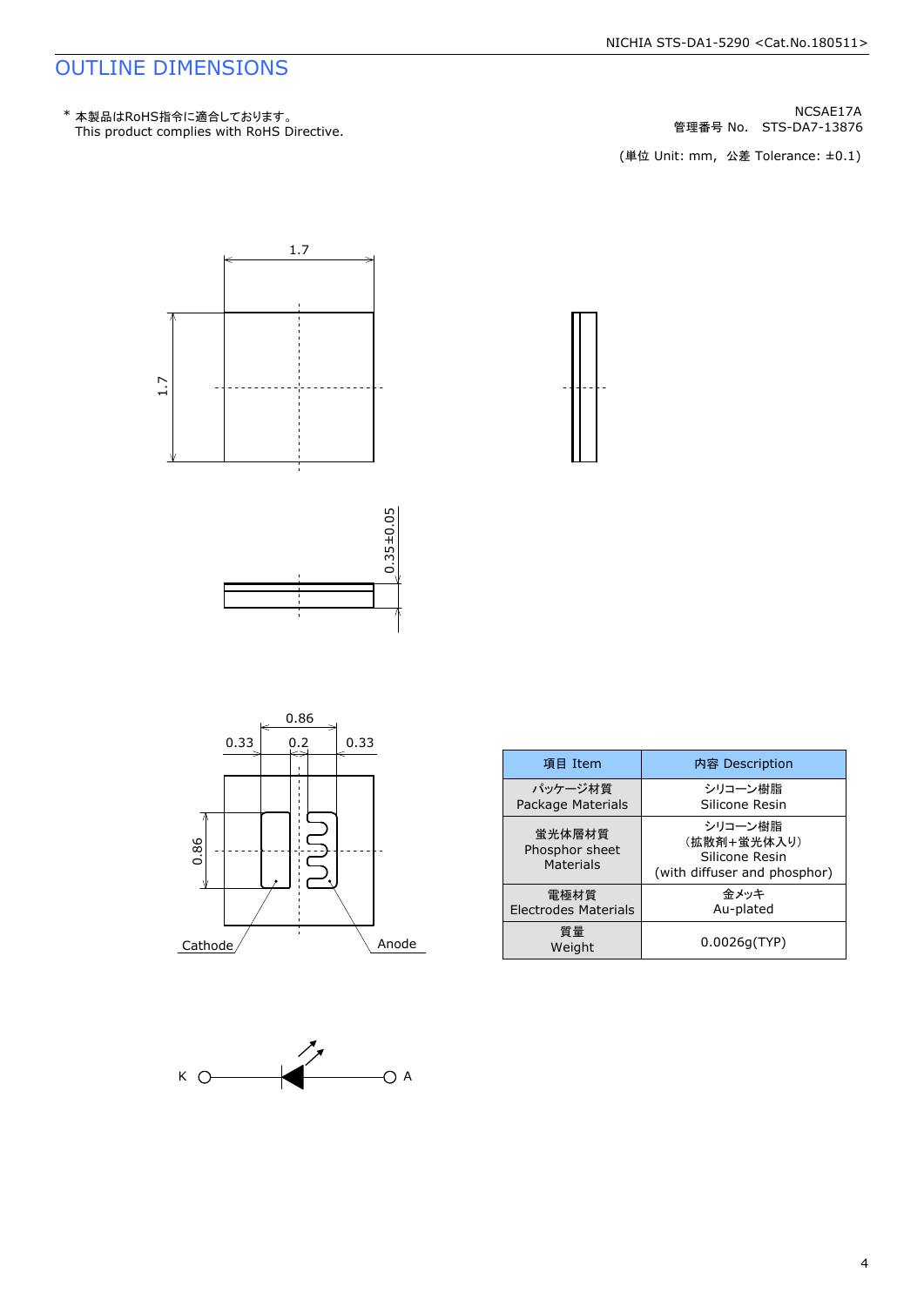# OUTLINE DIMENSIONS

\* 本製品はRoHS指令に適合しております。
This product complies with RoHS Directive.

NCSAE17A
管理番号 No.　STS-DA7-13876

(単位 Unit: mm,　公差 Tolerance: ±0.1)

1.7

1.7

0.35±0.05

0.86

0.33　0.2　0.33

0.86

Cathode　Anode

K　A

| 項目 Item | 内容 Description |
|---|---|
| パッケージ材質<br>Package Materials | シリコーン樹脂<br>Silicone Resin |
| 蛍光体層材質<br>Phosphor sheet Materials | シリコーン樹脂<br>(拡散剤+蛍光体入り)<br>Silicone Resin<br>(with diffuser and phosphor) |
| 電極材質<br>Electrodes Materials | 金メッキ<br>Au-plated |
| 質量<br>Weight | 0.0026g(TYP) |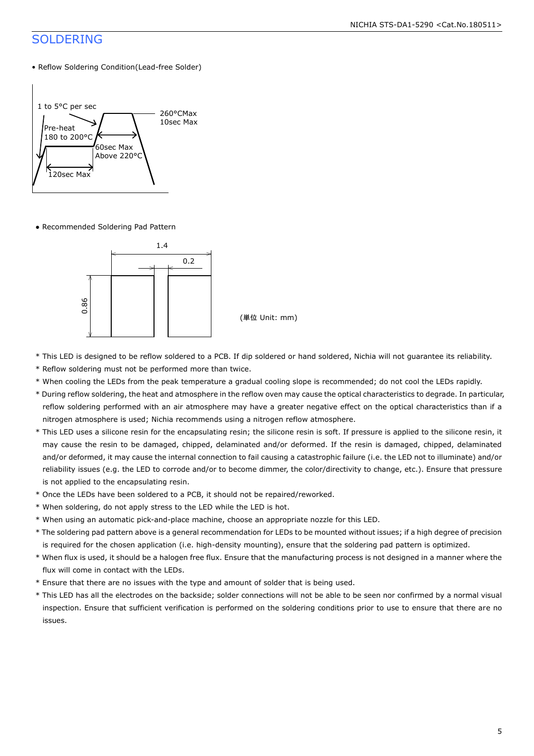# SOLDERING

- Reflow Soldering Condition(Lead-free Solder)

1 to 5°C per sec

Pre-heat
180 to 200°C

260°CMax
10sec Max

60sec Max
Above 220°C

120sec Max

- Recommended Soldering Pad Pattern

1.4

0.2

0.86

(単位 Unit: mm)

* This LED is designed to be reflow soldered to a PCB. If dip soldered or hand soldered, Nichia will not guarantee its reliability.
* Reflow soldering must not be performed more than twice.
* When cooling the LEDs from the peak temperature a gradual cooling slope is recommended; do not cool the LEDs rapidly.
* During reflow soldering, the heat and atmosphere in the reflow oven may cause the optical characteristics to degrade. In particular, reflow soldering performed with an air atmosphere may have a greater negative effect on the optical characteristics than if a nitrogen atmosphere is used; Nichia recommends using a nitrogen reflow atmosphere.
* This LED uses a silicone resin for the encapsulating resin; the silicone resin is soft. If pressure is applied to the silicone resin, it may cause the resin to be damaged, chipped, delaminated and/or deformed. If the resin is damaged, chipped, delaminated and/or deformed, it may cause the internal connection to fail causing a catastrophic failure (i.e. the LED not to illuminate) and/or reliability issues (e.g. the LED to corrode and/or to become dimmer, the color/directivity to change, etc.). Ensure that pressure is not applied to the encapsulating resin.
* Once the LEDs have been soldered to a PCB, it should not be repaired/reworked.
* When soldering, do not apply stress to the LED while the LED is hot.
* When using an automatic pick-and-place machine, choose an appropriate nozzle for this LED.
* The soldering pad pattern above is a general recommendation for LEDs to be mounted without issues; if a high degree of precision is required for the chosen application (i.e. high-density mounting), ensure that the soldering pad pattern is optimized.
* When flux is used, it should be a halogen free flux. Ensure that the manufacturing process is not designed in a manner where the flux will come in contact with the LEDs.
* Ensure that there are no issues with the type and amount of solder that is being used.
* This LED has all the electrodes on the backside; solder connections will not be able to be seen nor confirmed by a normal visual inspection. Ensure that sufficient verification is performed on the soldering conditions prior to use to ensure that there are no issues.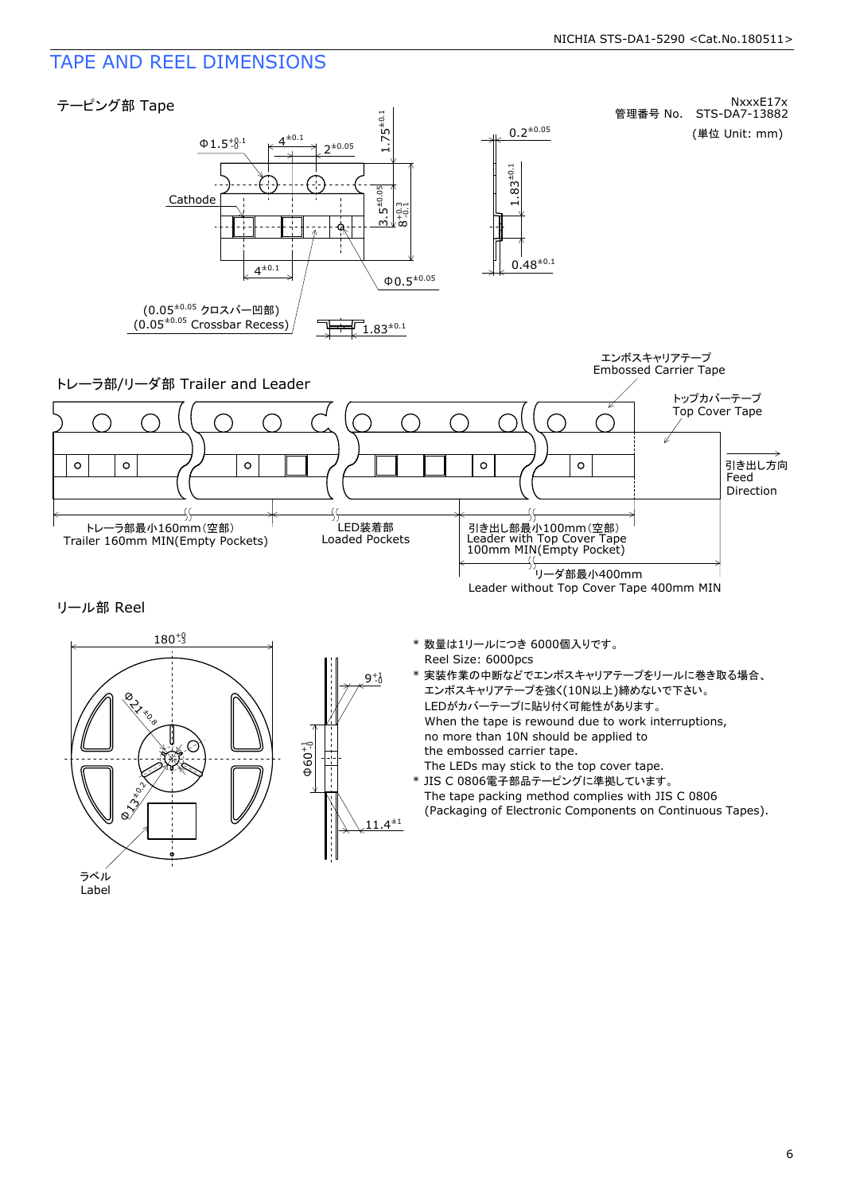# TAPE AND REEL DIMENSIONS

NxxxE17x
管理番号 No.　STS-DA7-13882
(単位 Unit: mm)

## テーピング部 Tape

Φ1.5$^{+0.1}_{-0}$　4$^{\pm0.1}$　2$^{\pm0.05}$　1.75$^{\pm0.1}$　0.2$^{\pm0.05}$

Cathode　3.5$^{\pm0.05}$　8$^{+0.3}_{-0.1}$　1.83$^{\pm0.1}$

4$^{\pm0.1}$　Φ0.5$^{\pm0.05}$　0.48$^{\pm0.1}$

(0.05$^{\pm0.05}$ クロスバー凹部)
(0.05$^{\pm0.05}$ Crossbar Recess)　1.83$^{\pm0.1}$

## トレーラ部/リーダ部 Trailer and Leader

エンボスキャリアテープ Embossed Carrier Tape
トップカバーテープ Top Cover Tape
引き出し方向 Feed Direction

トレーラ部最小160mm(空部) Trailer 160mm MIN(Empty Pockets)
LED装着部 Loaded Pockets
引き出し部最小100mm(空部) Leader with Top Cover Tape 100mm MIN(Empty Pocket)
リーダ部最小400mm Leader without Top Cover Tape 400mm MIN

## リール部 Reel

180$^{+0}_{-3}$　Φ21$^{\pm0.8}$　Φ13$^{\pm0.2}$　Φ60$^{+1}_{-0}$　9$^{+1}_{-0}$　11.4$^{\pm1}$

ラベル Label

* 数量は1リールにつき 6000個入りです。
  Reel Size: 6000pcs
* 実装作業の中断などでエンボスキャリアテープをリールに巻き取る場合、エンボスキャリアテープを強く(10N以上)締めないで下さい。
  LEDがカバーテープに貼り付く可能性があります。
  When the tape is rewound due to work interruptions, no more than 10N should be applied to the embossed carrier tape.
  The LEDs may stick to the top cover tape.
* JIS C 0806電子部品テーピングに準拠しています。
  The tape packing method complies with JIS C 0806 (Packaging of Electronic Components on Continuous Tapes).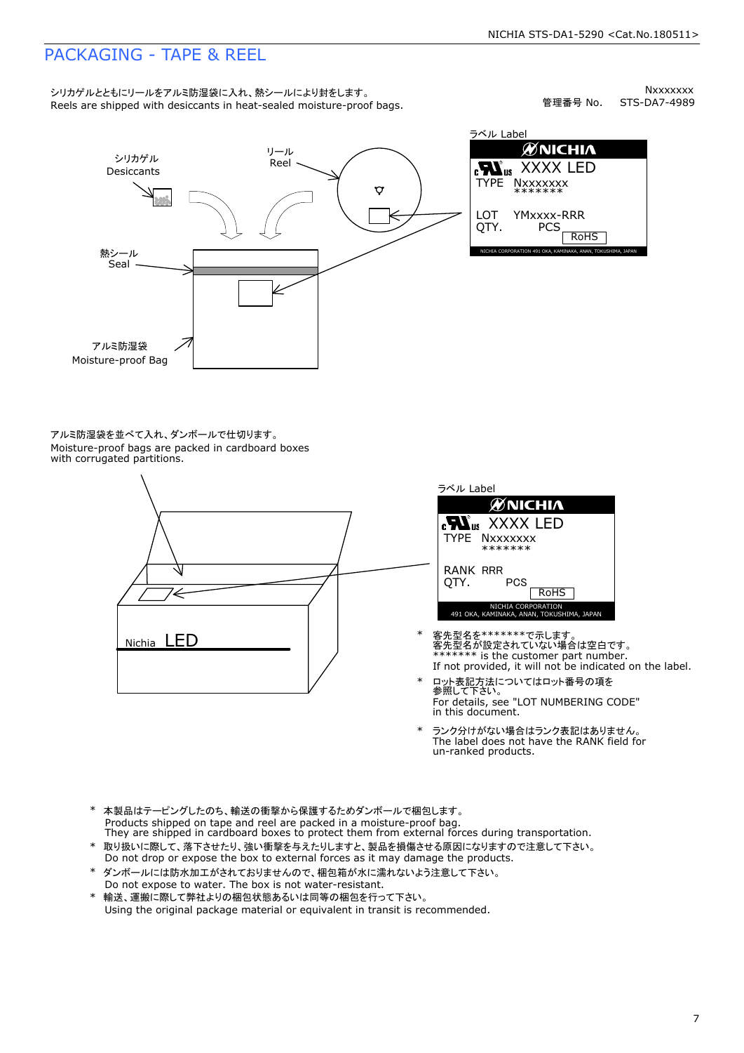## PACKAGING - TAPE & REEL

シリカゲルとともにリールをアルミ防湿袋に入れ、熱シールにより封をします。
Reels are shipped with desiccants in heat-sealed moisture-proof bags.

管理番号 No. Nxxxxxxx STS-DA7-4989

シリカゲル
Desiccants

リール
Reel

熱シール
Seal

アルミ防湿袋
Moisture-proof Bag

ラベル Label

NICHIA
XXXX LED
TYPE Nxxxxxxx
\*\*\*\*\*\*\*
LOT YMxxxx-RRR
QTY. PCS
RoHS
NICHIA CORPORATION 491 OKA, KAMINAKA, ANAN, TOKUSHIMA, JAPAN

アルミ防湿袋を並べて入れ、ダンボールで仕切ります。
Moisture-proof bags are packed in cardboard boxes with corrugated partitions.

Nichia LED

ラベル Label

NICHIA
XXXX LED
TYPE Nxxxxxxx
\*\*\*\*\*\*\*
RANK RRR
QTY. PCS
RoHS
NICHIA CORPORATION
491 OKA, KAMINAKA, ANAN, TOKUSHIMA, JAPAN

\* 客先型名を\*\*\*\*\*\*\*で示します。
客先型名が設定されていない場合は空白です。
\*\*\*\*\*\*\* is the customer part number.
If not provided, it will not be indicated on the label.

\* ロット表記方法についてはロット番号の項を参照して下さい。
For details, see "LOT NUMBERING CODE" in this document.

\* ランク分けがない場合はランク表記はありません。
The label does not have the RANK field for un-ranked products.

\* 本製品はテーピングしたのち、輸送の衝撃から保護するためダンボールで梱包します。
Products shipped on tape and reel are packed in a moisture-proof bag.
They are shipped in cardboard boxes to protect them from external forces during transportation.

\* 取り扱いに際して、落下させたり、強い衝撃を与えたりしますと、製品を損傷させる原因になりますので注意して下さい。
Do not drop or expose the box to external forces as it may damage the products.

\* ダンボールには防水加工がされておりませんので、梱包箱が水に濡れないよう注意して下さい。
Do not expose to water. The box is not water-resistant.

\* 輸送、運搬に際して弊社よりの梱包状態あるいは同等の梱包を行って下さい。
Using the original package material or equivalent in transit is recommended.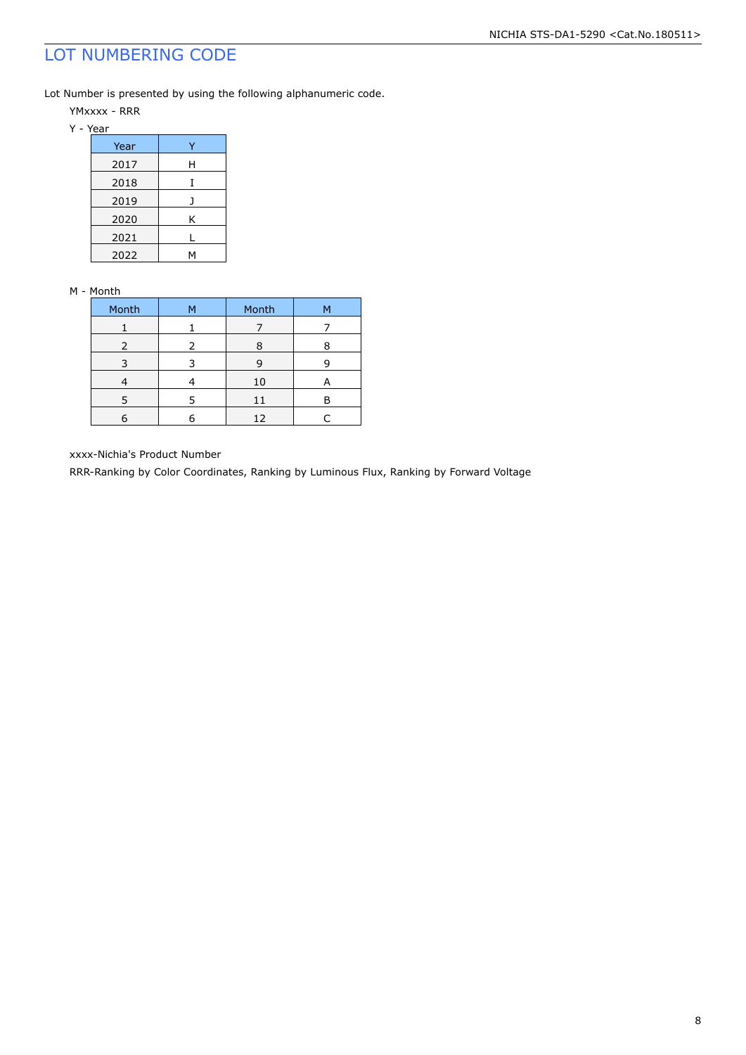# LOT NUMBERING CODE

Lot Number is presented by using the following alphanumeric code.

YMxxxx - RRR

Y - Year

| Year | Y |
|---|---|
| 2017 | H |
| 2018 | I |
| 2019 | J |
| 2020 | K |
| 2021 | L |
| 2022 | M |

M - Month

| Month | M | Month | M |
|---|---|---|---|
| 1 | 1 | 7 | 7 |
| 2 | 2 | 8 | 8 |
| 3 | 3 | 9 | 9 |
| 4 | 4 | 10 | A |
| 5 | 5 | 11 | B |
| 6 | 6 | 12 | C |

xxxx-Nichia's Product Number

RRR-Ranking by Color Coordinates, Ranking by Luminous Flux, Ranking by Forward Voltage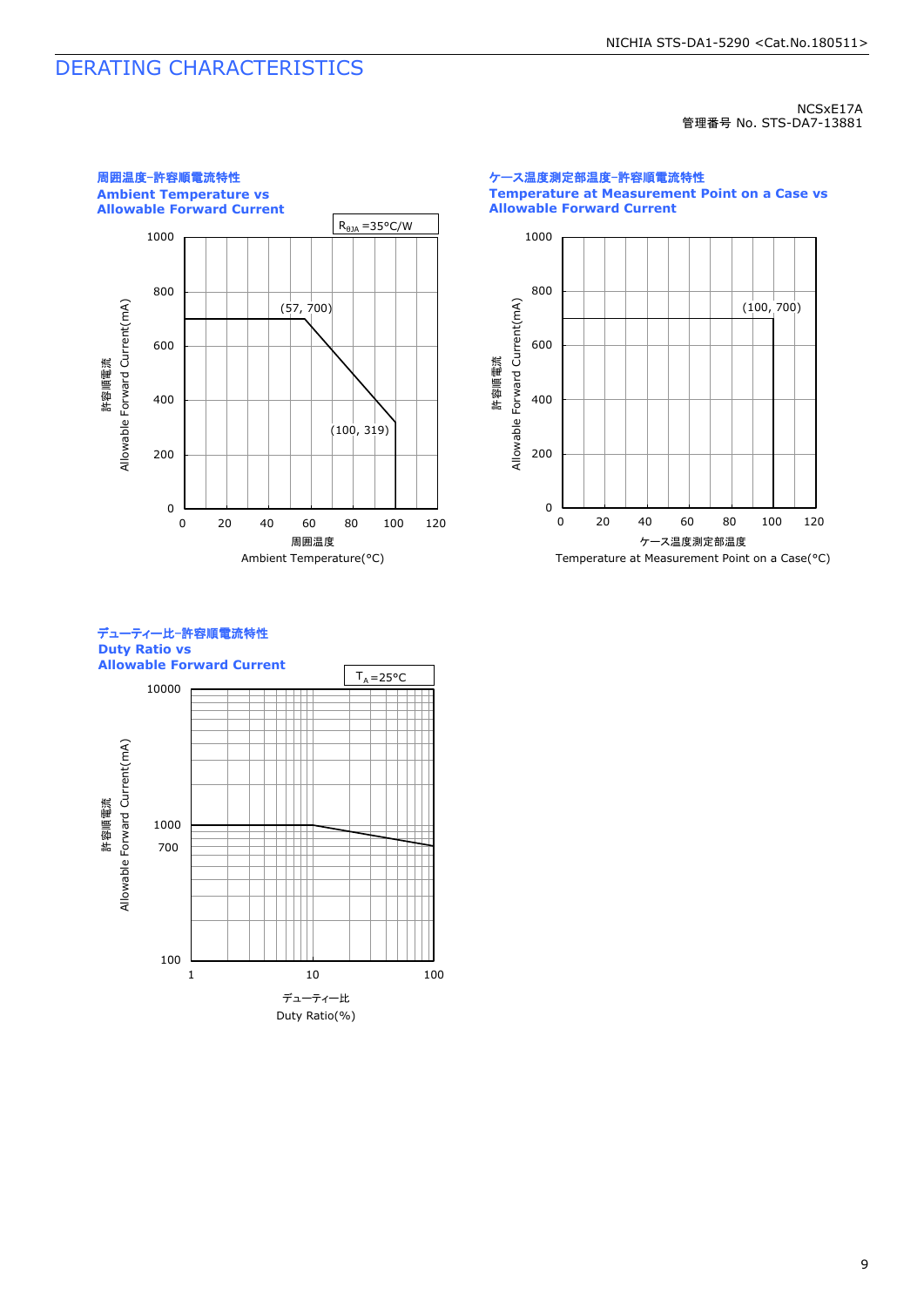# DERATING CHARACTERISTICS

NCSxE17A
管理番号 No. STS-DA7-13881

### 周囲温度-許容順電流特性
### Ambient Temperature vs Allowable Forward Current

$R_{\theta JA}$ =35°C/W

許容順電流
Allowable Forward Current(mA)

(57, 700)
(100, 319)

周囲温度
Ambient Temperature(°C)

### ケース温度測定部温度-許容順電流特性
### Temperature at Measurement Point on a Case vs Allowable Forward Current

許容順電流
Allowable Forward Current(mA)

(100, 700)

ケース温度測定部温度
Temperature at Measurement Point on a Case(°C)

### デューティー比-許容順電流特性
### Duty Ratio vs Allowable Forward Current

$T_A$=25°C

許容順電流
Allowable Forward Current(mA)

デューティー比
Duty Ratio(%)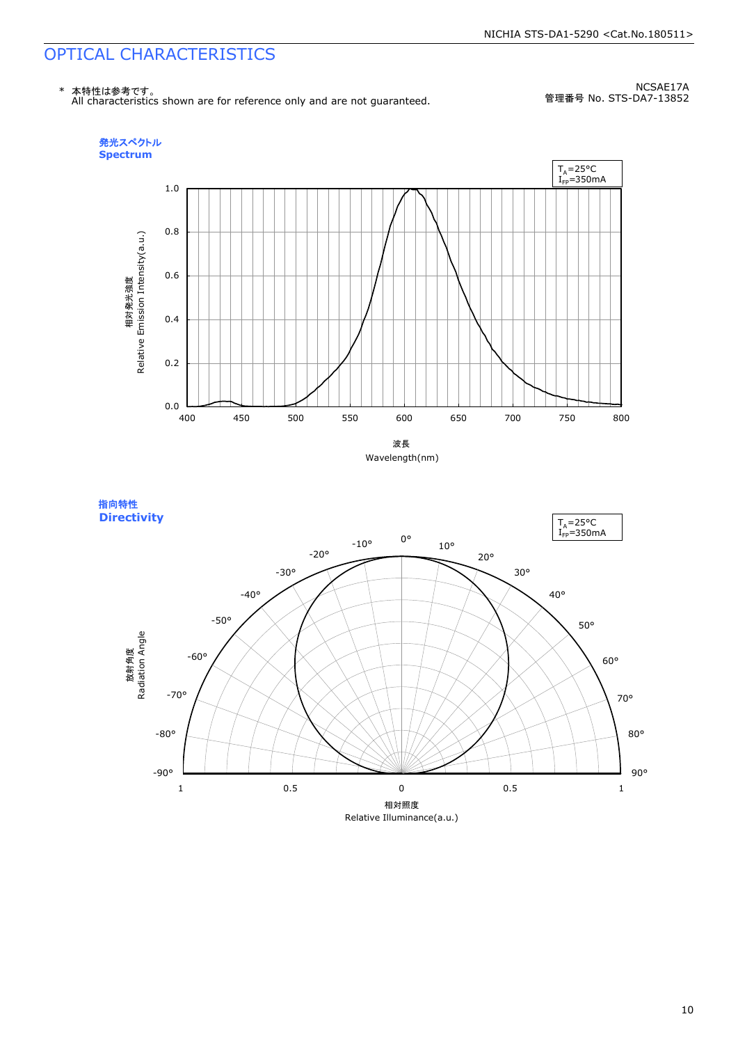# OPTICAL CHARACTERISTICS

\* 本特性は参考です。
All characteristics shown are for reference only and are not guaranteed.

NCSAE17A
管理番号 No. STS-DA7-13852

### 発光スペクトル
### Spectrum

$T_A$=25°C
$I_{FP}$=350mA

相対発光強度
Relative Emission Intensity(a.u.)

波長
Wavelength(nm)

### 指向特性
### Directivity

$T_A$=25°C
$I_{FP}$=350mA

放射角度
Radiation Angle

相対照度
Relative Illuminance(a.u.)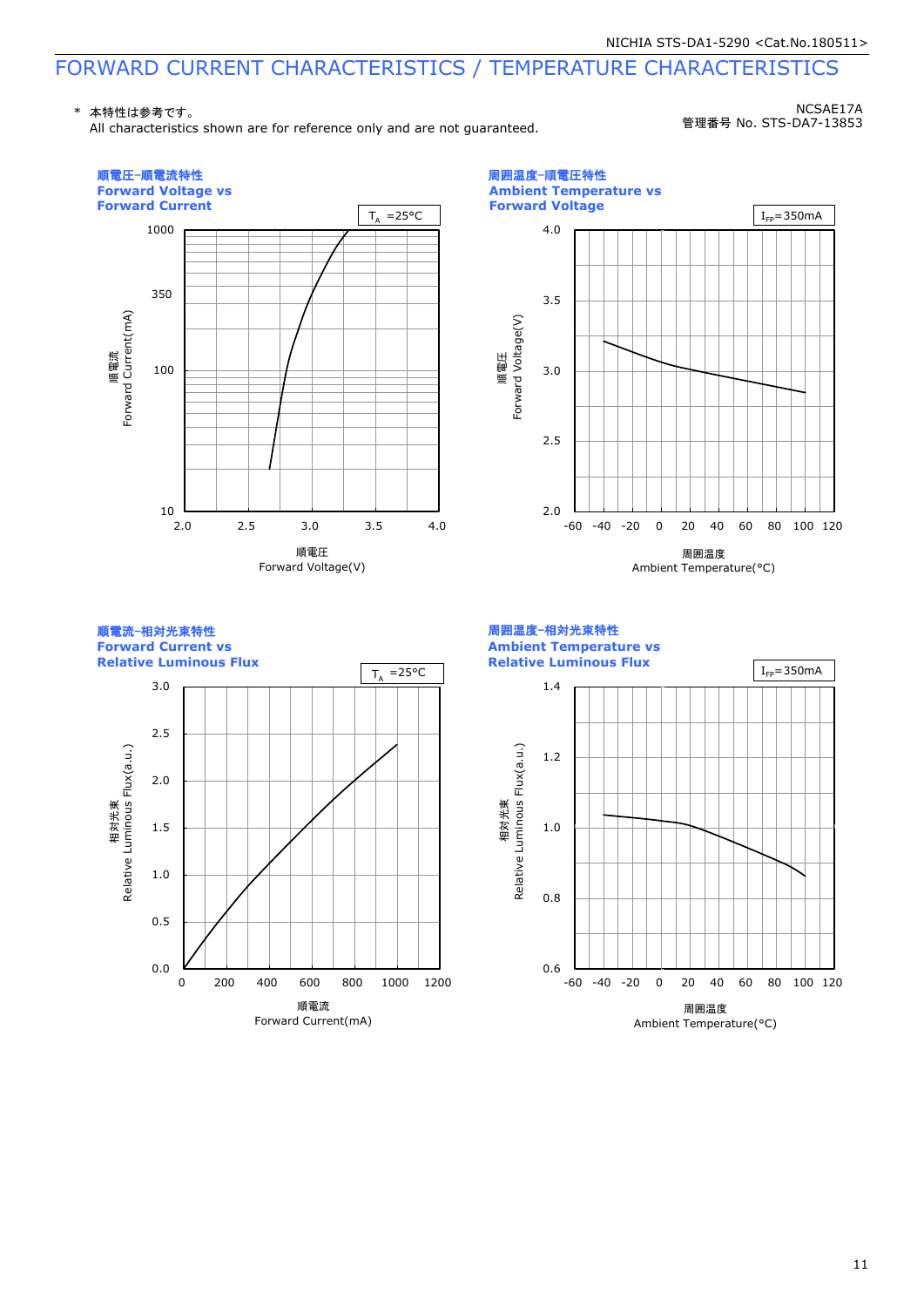# FORWARD CURRENT CHARACTERISTICS / TEMPERATURE CHARACTERISTICS

\* 本特性は参考です。
All characteristics shown are for reference only and are not guaranteed.

NCSAE17A
管理番号 No. STS-DA7-13853

**順電圧-順電流特性**
**Forward Voltage vs Forward Current**

$T_A$ =25°C

順電流 Forward Current(mA): 10, 100, 350, 1000
順電圧 Forward Voltage(V): 2.0, 2.5, 3.0, 3.5, 4.0

**周囲温度-順電圧特性**
**Ambient Temperature vs Forward Voltage**

$I_{FP}$=350mA

順電圧 Forward Voltage(V): 2.0, 2.5, 3.0, 3.5, 4.0
周囲温度 Ambient Temperature(°C): -60, -40, -20, 0, 20, 40, 60, 80, 100, 120

**順電流-相対光束特性**
**Forward Current vs Relative Luminous Flux**

$T_A$ =25°C

相対光束 Relative Luminous Flux(a.u.): 0.0, 0.5, 1.0, 1.5, 2.0, 2.5, 3.0
順電流 Forward Current(mA): 0, 200, 400, 600, 800, 1000, 1200

**周囲温度-相対光束特性**
**Ambient Temperature vs Relative Luminous Flux**

$I_{FP}$=350mA

相対光束 Relative Luminous Flux(a.u.): 0.6, 0.8, 1.0, 1.2, 1.4
周囲温度 Ambient Temperature(°C): -60, -40, -20, 0, 20, 40, 60, 80, 100, 120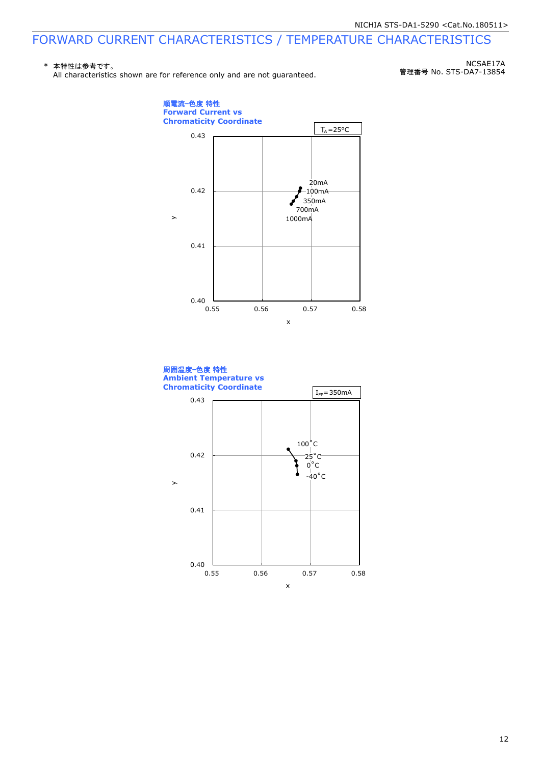# FORWARD CURRENT CHARACTERISTICS / TEMPERATURE CHARACTERISTICS

\* 本特性は参考です。
All characteristics shown are for reference only and are not guaranteed.

NCSAE17A
管理番号 No. STS-DA7-13854

**順電流−色度 特性**
**Forward Current vs Chromaticity Coordinate**

$T_A$=25°C

y axis: 0.40, 0.41, 0.42, 0.43
x axis: 0.55, 0.56, 0.57, 0.58

20mA
100mA
350mA
700mA
1000mA

**周囲温度−色度 特性**
**Ambient Temperature vs Chromaticity Coordinate**

$I_{FP}$=350mA

y axis: 0.40, 0.41, 0.42, 0.43
x axis: 0.55, 0.56, 0.57, 0.58

100°C
25°C
0°C
-40°C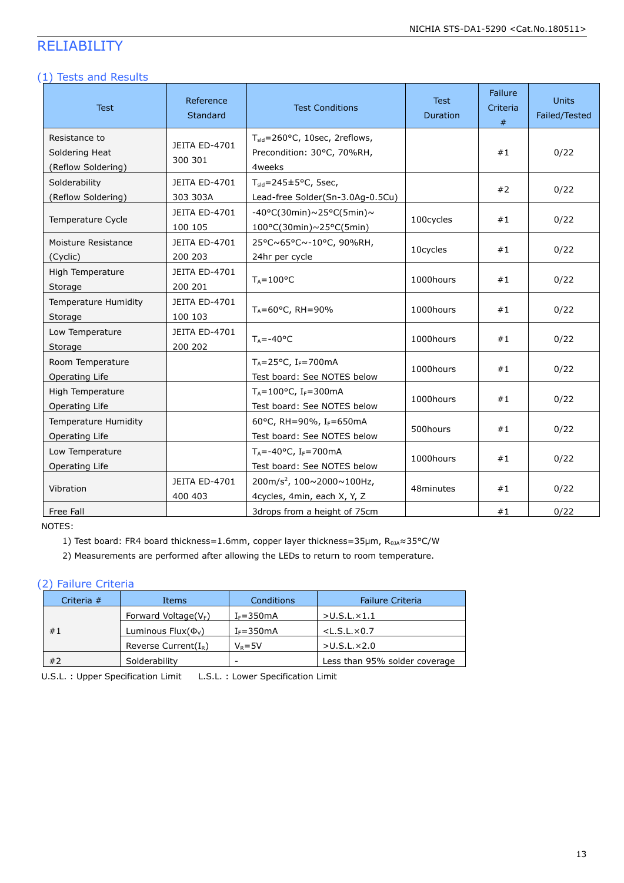# RELIABILITY

## (1) Tests and Results

| Test | Reference Standard | Test Conditions | Test Duration | Failure Criteria # | Units Failed/Tested |
|---|---|---|---|---|---|
| Resistance to Soldering Heat (Reflow Soldering) | JEITA ED-4701 300 301 | $T_{sld}$=260°C, 10sec, 2reflows, Precondition: 30°C, 70%RH, 4weeks | | #1 | 0/22 |
| Solderability (Reflow Soldering) | JEITA ED-4701 303 303A | $T_{sld}$=245±5°C, 5sec, Lead-free Solder(Sn-3.0Ag-0.5Cu) | | #2 | 0/22 |
| Temperature Cycle | JEITA ED-4701 100 105 | -40°C(30min)~25°C(5min)~ 100°C(30min)~25°C(5min) | 100cycles | #1 | 0/22 |
| Moisture Resistance (Cyclic) | JEITA ED-4701 200 203 | 25°C~65°C~-10°C, 90%RH, 24hr per cycle | 10cycles | #1 | 0/22 |
| High Temperature Storage | JEITA ED-4701 200 201 | $T_A$=100°C | 1000hours | #1 | 0/22 |
| Temperature Humidity Storage | JEITA ED-4701 100 103 | $T_A$=60°C, RH=90% | 1000hours | #1 | 0/22 |
| Low Temperature Storage | JEITA ED-4701 200 202 | $T_A$=-40°C | 1000hours | #1 | 0/22 |
| Room Temperature Operating Life | | $T_A$=25°C, $I_F$=700mA Test board: See NOTES below | 1000hours | #1 | 0/22 |
| High Temperature Operating Life | | $T_A$=100°C, $I_F$=300mA Test board: See NOTES below | 1000hours | #1 | 0/22 |
| Temperature Humidity Operating Life | | 60°C, RH=90%, $I_F$=650mA Test board: See NOTES below | 500hours | #1 | 0/22 |
| Low Temperature Operating Life | | $T_A$=-40°C, $I_F$=700mA Test board: See NOTES below | 1000hours | #1 | 0/22 |
| Vibration | JEITA ED-4701 400 403 | 200m/s$^2$, 100~2000~100Hz, 4cycles, 4min, each X, Y, Z | 48minutes | #1 | 0/22 |
| Free Fall | | 3drops from a height of 75cm | | #1 | 0/22 |

NOTES:

1) Test board: FR4 board thickness=1.6mm, copper layer thickness=35μm, $R_{\theta JA}$≈35°C/W
2) Measurements are performed after allowing the LEDs to return to room temperature.

## (2) Failure Criteria

| Criteria # | Items | Conditions | Failure Criteria |
|---|---|---|---|
| #1 | Forward Voltage($V_F$) | $I_F$=350mA | >U.S.L.×1.1 |
| | Luminous Flux($\Phi_V$) | $I_F$=350mA | <L.S.L.×0.7 |
| | Reverse Current($I_R$) | $V_R$=5V | >U.S.L.×2.0 |
| #2 | Solderability | - | Less than 95% solder coverage |

U.S.L. : Upper Specification Limit L.S.L. : Lower Specification Limit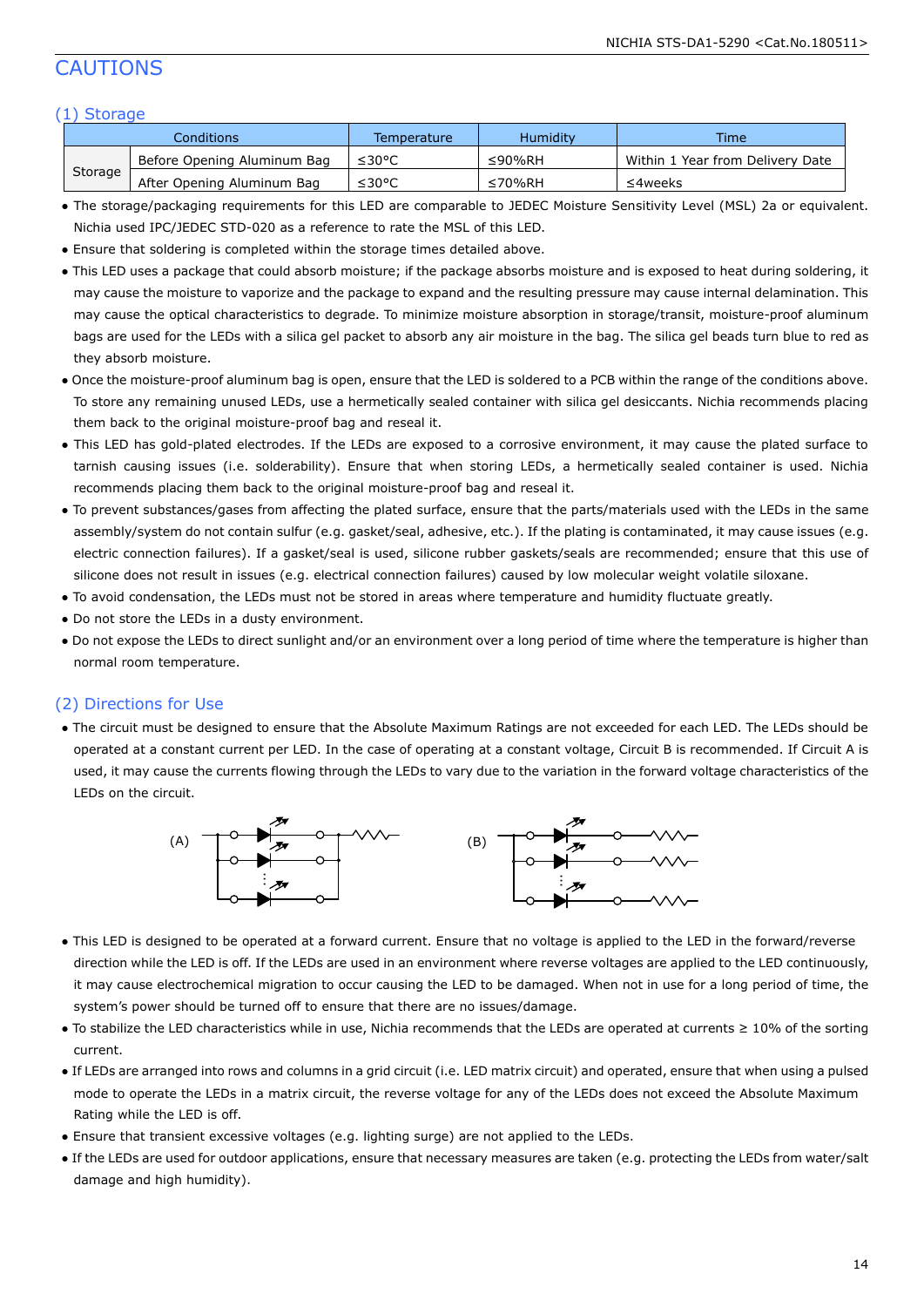# CAUTIONS

## (1) Storage

| Conditions | | Temperature | Humidity | Time |
|---|---|---|---|---|
| Storage | Before Opening Aluminum Bag | ≤30°C | ≤90%RH | Within 1 Year from Delivery Date |
| | After Opening Aluminum Bag | ≤30°C | ≤70%RH | ≤4weeks |

- The storage/packaging requirements for this LED are comparable to JEDEC Moisture Sensitivity Level (MSL) 2a or equivalent. Nichia used IPC/JEDEC STD-020 as a reference to rate the MSL of this LED.
- Ensure that soldering is completed within the storage times detailed above.
- This LED uses a package that could absorb moisture; if the package absorbs moisture and is exposed to heat during soldering, it may cause the moisture to vaporize and the package to expand and the resulting pressure may cause internal delamination. This may cause the optical characteristics to degrade. To minimize moisture absorption in storage/transit, moisture-proof aluminum bags are used for the LEDs with a silica gel packet to absorb any air moisture in the bag. The silica gel beads turn blue to red as they absorb moisture.
- Once the moisture-proof aluminum bag is open, ensure that the LED is soldered to a PCB within the range of the conditions above. To store any remaining unused LEDs, use a hermetically sealed container with silica gel desiccants. Nichia recommends placing them back to the original moisture-proof bag and reseal it.
- This LED has gold-plated electrodes. If the LEDs are exposed to a corrosive environment, it may cause the plated surface to tarnish causing issues (i.e. solderability). Ensure that when storing LEDs, a hermetically sealed container is used. Nichia recommends placing them back to the original moisture-proof bag and reseal it.
- To prevent substances/gases from affecting the plated surface, ensure that the parts/materials used with the LEDs in the same assembly/system do not contain sulfur (e.g. gasket/seal, adhesive, etc.). If the plating is contaminated, it may cause issues (e.g. electric connection failures). If a gasket/seal is used, silicone rubber gaskets/seals are recommended; ensure that this use of silicone does not result in issues (e.g. electrical connection failures) caused by low molecular weight volatile siloxane.
- To avoid condensation, the LEDs must not be stored in areas where temperature and humidity fluctuate greatly.
- Do not store the LEDs in a dusty environment.
- Do not expose the LEDs to direct sunlight and/or an environment over a long period of time where the temperature is higher than normal room temperature.

## (2) Directions for Use

- The circuit must be designed to ensure that the Absolute Maximum Ratings are not exceeded for each LED. The LEDs should be operated at a constant current per LED. In the case of operating at a constant voltage, Circuit B is recommended. If Circuit A is used, it may cause the currents flowing through the LEDs to vary due to the variation in the forward voltage characteristics of the LEDs on the circuit.

(A) (B)

- This LED is designed to be operated at a forward current. Ensure that no voltage is applied to the LED in the forward/reverse direction while the LED is off. If the LEDs are used in an environment where reverse voltages are applied to the LED continuously, it may cause electrochemical migration to occur causing the LED to be damaged. When not in use for a long period of time, the system's power should be turned off to ensure that there are no issues/damage.
- To stabilize the LED characteristics while in use, Nichia recommends that the LEDs are operated at currents ≥ 10% of the sorting current.
- If LEDs are arranged into rows and columns in a grid circuit (i.e. LED matrix circuit) and operated, ensure that when using a pulsed mode to operate the LEDs in a matrix circuit, the reverse voltage for any of the LEDs does not exceed the Absolute Maximum Rating while the LED is off.
- Ensure that transient excessive voltages (e.g. lighting surge) are not applied to the LEDs.
- If the LEDs are used for outdoor applications, ensure that necessary measures are taken (e.g. protecting the LEDs from water/salt damage and high humidity).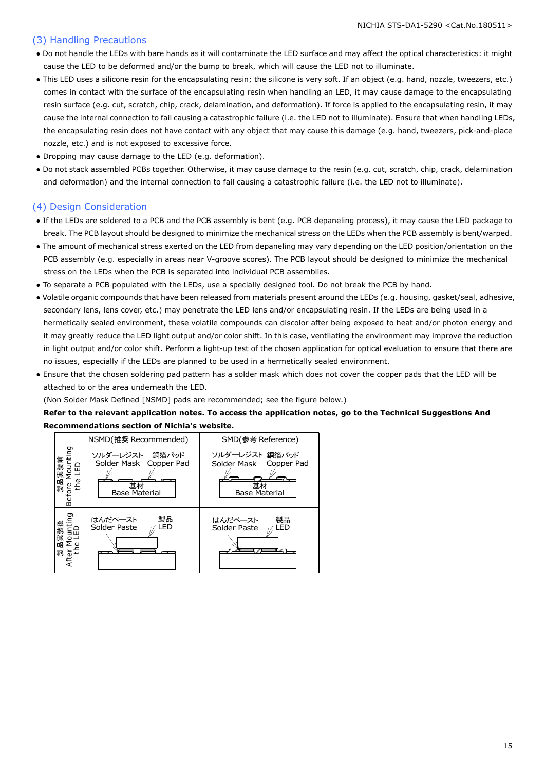## (3) Handling Precautions

- Do not handle the LEDs with bare hands as it will contaminate the LED surface and may affect the optical characteristics: it might cause the LED to be deformed and/or the bump to break, which will cause the LED not to illuminate.
- This LED uses a silicone resin for the encapsulating resin; the silicone is very soft. If an object (e.g. hand, nozzle, tweezers, etc.) comes in contact with the surface of the encapsulating resin when handling an LED, it may cause damage to the encapsulating resin surface (e.g. cut, scratch, chip, crack, delamination, and deformation). If force is applied to the encapsulating resin, it may cause the internal connection to fail causing a catastrophic failure (i.e. the LED not to illuminate). Ensure that when handling LEDs, the encapsulating resin does not have contact with any object that may cause this damage (e.g. hand, tweezers, pick-and-place nozzle, etc.) and is not exposed to excessive force.
- Dropping may cause damage to the LED (e.g. deformation).
- Do not stack assembled PCBs together. Otherwise, it may cause damage to the resin (e.g. cut, scratch, chip, crack, delamination and deformation) and the internal connection to fail causing a catastrophic failure (i.e. the LED not to illuminate).

## (4) Design Consideration

- If the LEDs are soldered to a PCB and the PCB assembly is bent (e.g. PCB depaneling process), it may cause the LED package to break. The PCB layout should be designed to minimize the mechanical stress on the LEDs when the PCB assembly is bent/warped.
- The amount of mechanical stress exerted on the LED from depaneling may vary depending on the LED position/orientation on the PCB assembly (e.g. especially in areas near V-groove scores). The PCB layout should be designed to minimize the mechanical stress on the LEDs when the PCB is separated into individual PCB assemblies.
- To separate a PCB populated with the LEDs, use a specially designed tool. Do not break the PCB by hand.
- Volatile organic compounds that have been released from materials present around the LEDs (e.g. housing, gasket/seal, adhesive, secondary lens, lens cover, etc.) may penetrate the LED lens and/or encapsulating resin. If the LEDs are being used in a hermetically sealed environment, these volatile compounds can discolor after being exposed to heat and/or photon energy and it may greatly reduce the LED light output and/or color shift. In this case, ventilating the environment may improve the reduction in light output and/or color shift. Perform a light-up test of the chosen application for optical evaluation to ensure that there are no issues, especially if the LEDs are planned to be used in a hermetically sealed environment.
- Ensure that the chosen soldering pad pattern has a solder mask which does not cover the copper pads that the LED will be attached to or the area underneath the LED.
  (Non Solder Mask Defined [NSMD] pads are recommended; see the figure below.)
  **Refer to the relevant application notes. To access the application notes, go to the Technical Suggestions And Recommendations section of Nichia's website.**

| | NSMD(推奨 Recommended) | SMD(参考 Reference) |
|---|---|---|
| 製品実装前 Before Mounting the LED | ソルダーレジスト Solder Mask / 銅箔パッド Copper Pad / 基材 Base Material | ソルダーレジスト Solder Mask / 銅箔パッド Copper Pad / 基材 Base Material |
| 製品実装後 After Mounting the LED | はんだペースト Solder Paste / 製品 LED | はんだペースト Solder Paste / 製品 LED |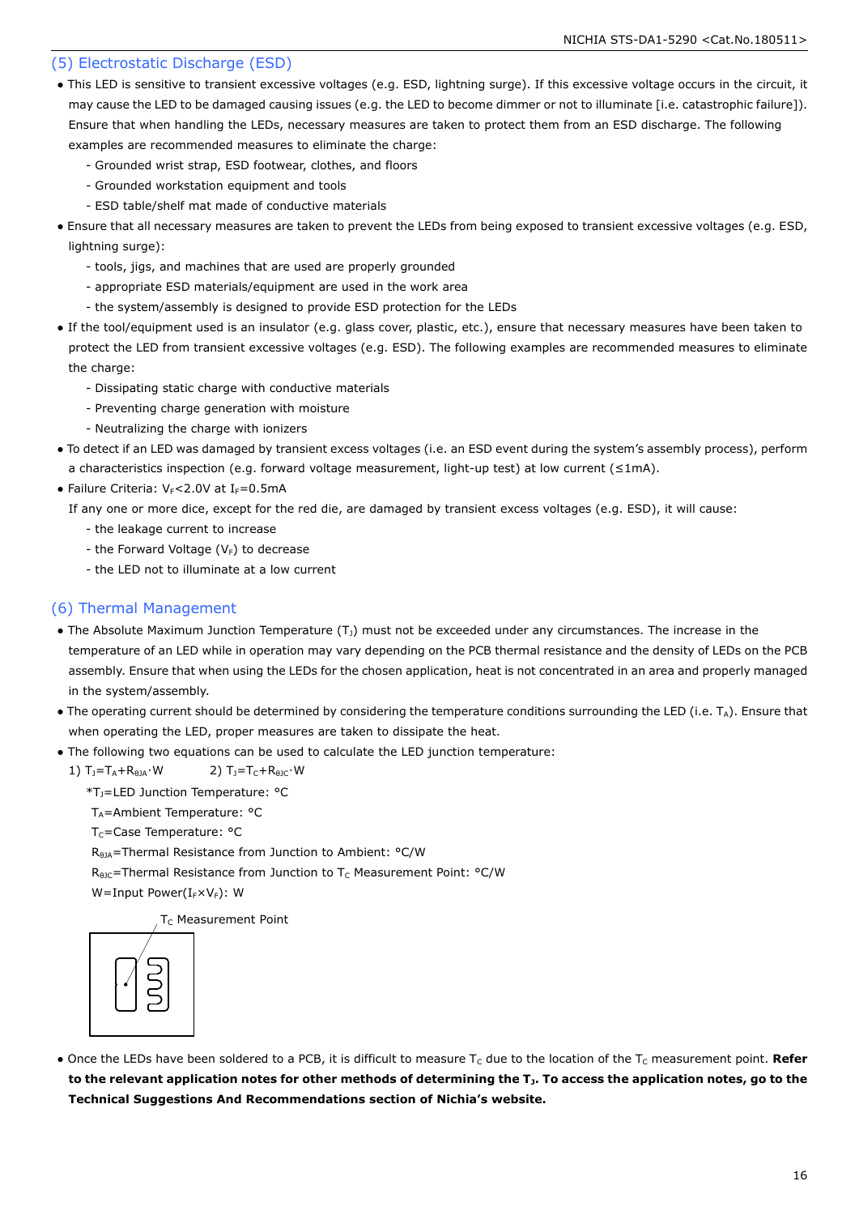## (5) Electrostatic Discharge (ESD)

- This LED is sensitive to transient excessive voltages (e.g. ESD, lightning surge). If this excessive voltage occurs in the circuit, it may cause the LED to be damaged causing issues (e.g. the LED to become dimmer or not to illuminate [i.e. catastrophic failure]). Ensure that when handling the LEDs, necessary measures are taken to protect them from an ESD discharge. The following examples are recommended measures to eliminate the charge:
  - Grounded wrist strap, ESD footwear, clothes, and floors
  - Grounded workstation equipment and tools
  - ESD table/shelf mat made of conductive materials
- Ensure that all necessary measures are taken to prevent the LEDs from being exposed to transient excessive voltages (e.g. ESD, lightning surge):
  - tools, jigs, and machines that are used are properly grounded
  - appropriate ESD materials/equipment are used in the work area
  - the system/assembly is designed to provide ESD protection for the LEDs
- If the tool/equipment used is an insulator (e.g. glass cover, plastic, etc.), ensure that necessary measures have been taken to protect the LED from transient excessive voltages (e.g. ESD). The following examples are recommended measures to eliminate the charge:
  - Dissipating static charge with conductive materials
  - Preventing charge generation with moisture
  - Neutralizing the charge with ionizers
- To detect if an LED was damaged by transient excess voltages (i.e. an ESD event during the system's assembly process), perform a characteristics inspection (e.g. forward voltage measurement, light-up test) at low current (≤1mA).
- Failure Criteria: $V_F$<2.0V at $I_F$=0.5mA

  If any one or more dice, except for the red die, are damaged by transient excess voltages (e.g. ESD), it will cause:
  - the leakage current to increase
  - the Forward Voltage ($V_F$) to decrease
  - the LED not to illuminate at a low current

## (6) Thermal Management

- The Absolute Maximum Junction Temperature ($T_J$) must not be exceeded under any circumstances. The increase in the temperature of an LED while in operation may vary depending on the PCB thermal resistance and the density of LEDs on the PCB assembly. Ensure that when using the LEDs for the chosen application, heat is not concentrated in an area and properly managed in the system/assembly.
- The operating current should be determined by considering the temperature conditions surrounding the LED (i.e. $T_A$). Ensure that when operating the LED, proper measures are taken to dissipate the heat.
- The following two equations can be used to calculate the LED junction temperature:

  1) $T_J=T_A+R_{\theta JA}\cdot W$  2) $T_J=T_C+R_{\theta JC}\cdot W$

  *$T_J$=LED Junction Temperature: °C
  $T_A$=Ambient Temperature: °C
  $T_C$=Case Temperature: °C
  $R_{\theta JA}$=Thermal Resistance from Junction to Ambient: °C/W
  $R_{\theta JC}$=Thermal Resistance from Junction to $T_C$ Measurement Point: °C/W
  W=Input Power($I_F$×$V_F$): W

  $T_C$ Measurement Point

- Once the LEDs have been soldered to a PCB, it is difficult to measure $T_C$ due to the location of the $T_C$ measurement point. **Refer to the relevant application notes for other methods of determining the $T_J$. To access the application notes, go to the Technical Suggestions And Recommendations section of Nichia's website.**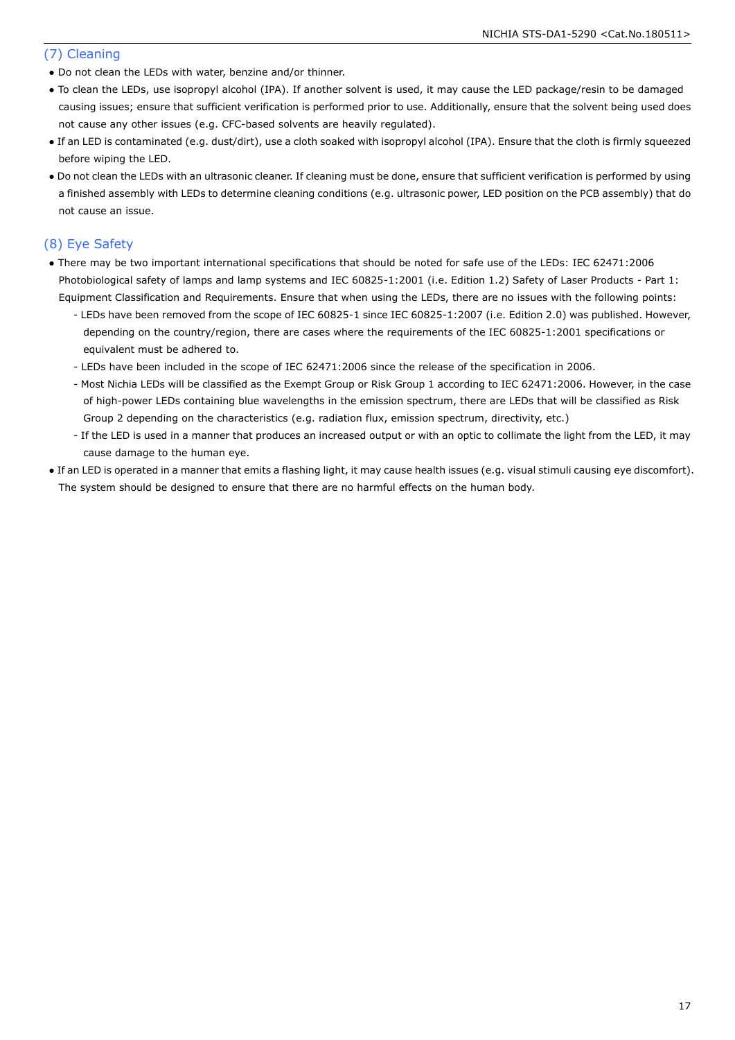## (7) Cleaning

- Do not clean the LEDs with water, benzine and/or thinner.
- To clean the LEDs, use isopropyl alcohol (IPA). If another solvent is used, it may cause the LED package/resin to be damaged causing issues; ensure that sufficient verification is performed prior to use. Additionally, ensure that the solvent being used does not cause any other issues (e.g. CFC-based solvents are heavily regulated).
- If an LED is contaminated (e.g. dust/dirt), use a cloth soaked with isopropyl alcohol (IPA). Ensure that the cloth is firmly squeezed before wiping the LED.
- Do not clean the LEDs with an ultrasonic cleaner. If cleaning must be done, ensure that sufficient verification is performed by using a finished assembly with LEDs to determine cleaning conditions (e.g. ultrasonic power, LED position on the PCB assembly) that do not cause an issue.

## (8) Eye Safety

- There may be two important international specifications that should be noted for safe use of the LEDs: IEC 62471:2006 Photobiological safety of lamps and lamp systems and IEC 60825-1:2001 (i.e. Edition 1.2) Safety of Laser Products - Part 1: Equipment Classification and Requirements. Ensure that when using the LEDs, there are no issues with the following points:
  - LEDs have been removed from the scope of IEC 60825-1 since IEC 60825-1:2007 (i.e. Edition 2.0) was published. However, depending on the country/region, there are cases where the requirements of the IEC 60825-1:2001 specifications or equivalent must be adhered to.
  - LEDs have been included in the scope of IEC 62471:2006 since the release of the specification in 2006.
  - Most Nichia LEDs will be classified as the Exempt Group or Risk Group 1 according to IEC 62471:2006. However, in the case of high-power LEDs containing blue wavelengths in the emission spectrum, there are LEDs that will be classified as Risk Group 2 depending on the characteristics (e.g. radiation flux, emission spectrum, directivity, etc.)
  - If the LED is used in a manner that produces an increased output or with an optic to collimate the light from the LED, it may cause damage to the human eye.
- If an LED is operated in a manner that emits a flashing light, it may cause health issues (e.g. visual stimuli causing eye discomfort). The system should be designed to ensure that there are no harmful effects on the human body.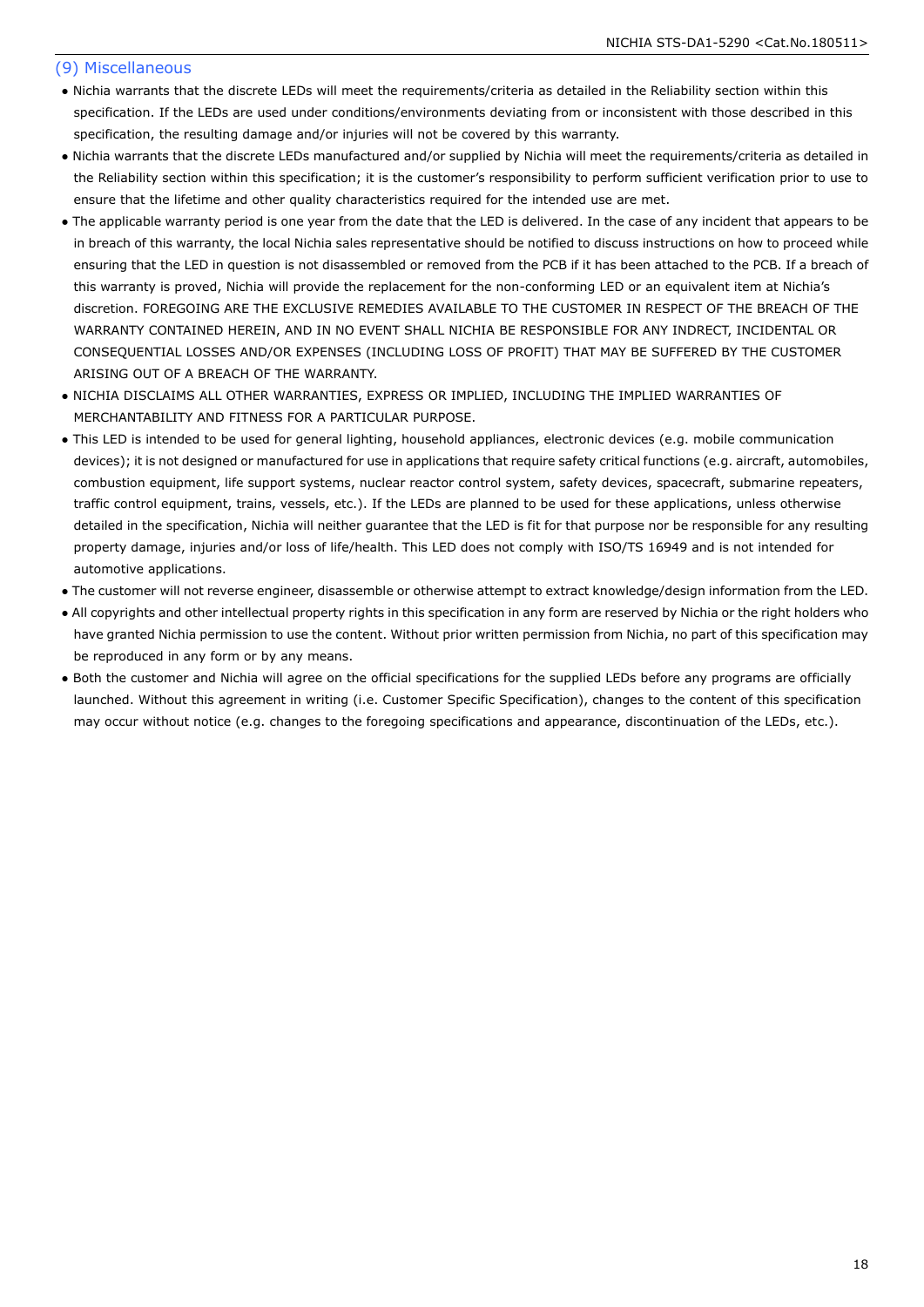## (9) Miscellaneous

- Nichia warrants that the discrete LEDs will meet the requirements/criteria as detailed in the Reliability section within this specification. If the LEDs are used under conditions/environments deviating from or inconsistent with those described in this specification, the resulting damage and/or injuries will not be covered by this warranty.
- Nichia warrants that the discrete LEDs manufactured and/or supplied by Nichia will meet the requirements/criteria as detailed in the Reliability section within this specification; it is the customer's responsibility to perform sufficient verification prior to use to ensure that the lifetime and other quality characteristics required for the intended use are met.
- The applicable warranty period is one year from the date that the LED is delivered. In the case of any incident that appears to be in breach of this warranty, the local Nichia sales representative should be notified to discuss instructions on how to proceed while ensuring that the LED in question is not disassembled or removed from the PCB if it has been attached to the PCB. If a breach of this warranty is proved, Nichia will provide the replacement for the non-conforming LED or an equivalent item at Nichia's discretion. FOREGOING ARE THE EXCLUSIVE REMEDIES AVAILABLE TO THE CUSTOMER IN RESPECT OF THE BREACH OF THE WARRANTY CONTAINED HEREIN, AND IN NO EVENT SHALL NICHIA BE RESPONSIBLE FOR ANY INDRECT, INCIDENTAL OR CONSEQUENTIAL LOSSES AND/OR EXPENSES (INCLUDING LOSS OF PROFIT) THAT MAY BE SUFFERED BY THE CUSTOMER ARISING OUT OF A BREACH OF THE WARRANTY.
- NICHIA DISCLAIMS ALL OTHER WARRANTIES, EXPRESS OR IMPLIED, INCLUDING THE IMPLIED WARRANTIES OF MERCHANTABILITY AND FITNESS FOR A PARTICULAR PURPOSE.
- This LED is intended to be used for general lighting, household appliances, electronic devices (e.g. mobile communication devices); it is not designed or manufactured for use in applications that require safety critical functions (e.g. aircraft, automobiles, combustion equipment, life support systems, nuclear reactor control system, safety devices, spacecraft, submarine repeaters, traffic control equipment, trains, vessels, etc.). If the LEDs are planned to be used for these applications, unless otherwise detailed in the specification, Nichia will neither guarantee that the LED is fit for that purpose nor be responsible for any resulting property damage, injuries and/or loss of life/health. This LED does not comply with ISO/TS 16949 and is not intended for automotive applications.
- The customer will not reverse engineer, disassemble or otherwise attempt to extract knowledge/design information from the LED.
- All copyrights and other intellectual property rights in this specification in any form are reserved by Nichia or the right holders who have granted Nichia permission to use the content. Without prior written permission from Nichia, no part of this specification may be reproduced in any form or by any means.
- Both the customer and Nichia will agree on the official specifications for the supplied LEDs before any programs are officially launched. Without this agreement in writing (i.e. Customer Specific Specification), changes to the content of this specification may occur without notice (e.g. changes to the foregoing specifications and appearance, discontinuation of the LEDs, etc.).